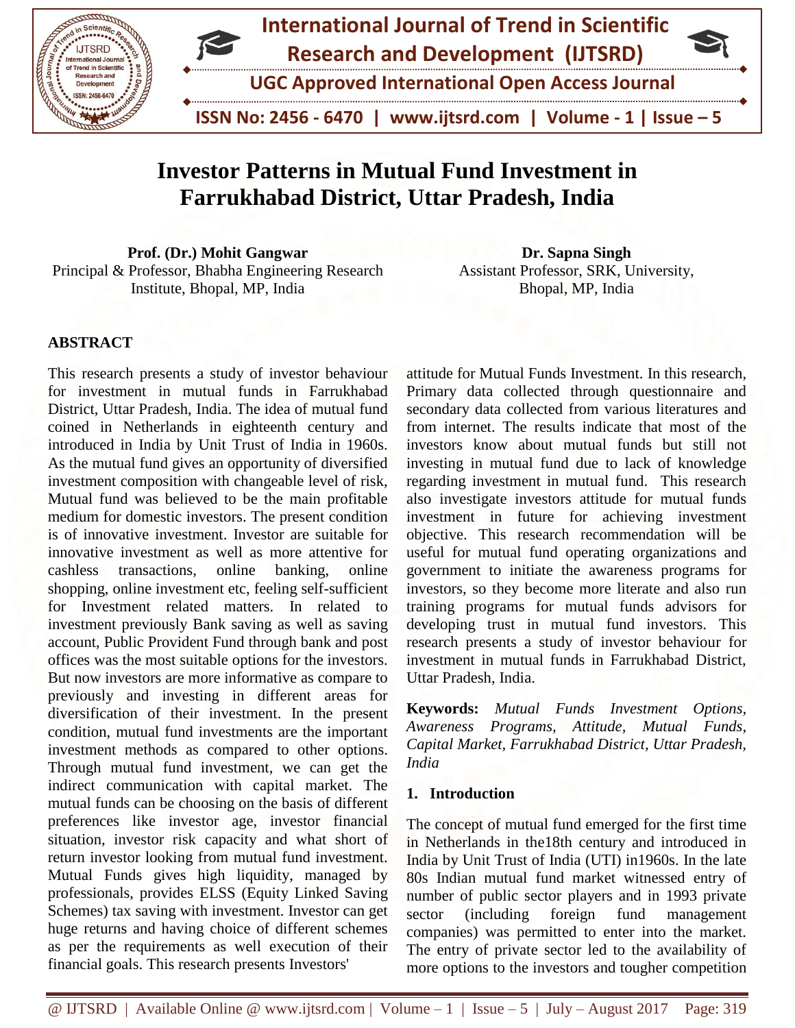# Investor Patterns in Mutual Fund Investment in Farrukhabad District, Uttar Pradesh, India

**Prof. (Dr.) Mohit Gangwar**
Principal & Professor, Bhabha Engineering Research Institute, Bhopal, MP, India

**Dr. Sapna Singh**
Assistant Professor, SRK, University, Bhopal, MP, India

## ABSTRACT

This research presents a study of investor behaviour for investment in mutual funds in Farrukhabad District, Uttar Pradesh, India. The idea of mutual fund coined in Netherlands in eighteenth century and introduced in India by Unit Trust of India in 1960s. As the mutual fund gives an opportunity of diversified investment composition with changeable level of risk, Mutual fund was believed to be the main profitable medium for domestic investors. The present condition is of innovative investment. Investor are suitable for innovative investment as well as more attentive for cashless transactions, online banking, online shopping, online investment etc, feeling self-sufficient for Investment related matters. In related to investment previously Bank saving as well as saving account, Public Provident Fund through bank and post offices was the most suitable options for the investors. But now investors are more informative as compare to previously and investing in different areas for diversification of their investment. In the present condition, mutual fund investments are the important investment methods as compared to other options. Through mutual fund investment, we can get the indirect communication with capital market. The mutual funds can be choosing on the basis of different preferences like investor age, investor financial situation, investor risk capacity and what short of return investor looking from mutual fund investment. Mutual Funds gives high liquidity, managed by professionals, provides ELSS (Equity Linked Saving Schemes) tax saving with investment. Investor can get huge returns and having choice of different schemes as per the requirements as well execution of their financial goals. This research presents Investors' attitude for Mutual Funds Investment. In this research, Primary data collected through questionnaire and secondary data collected from various literatures and from internet. The results indicate that most of the investors know about mutual funds but still not investing in mutual fund due to lack of knowledge regarding investment in mutual fund. This research also investigate investors attitude for mutual funds investment in future for achieving investment objective. This research recommendation will be useful for mutual fund operating organizations and government to initiate the awareness programs for investors, so they become more literate and also run training programs for mutual funds advisors for developing trust in mutual fund investors. This research presents a study of investor behaviour for investment in mutual funds in Farrukhabad District, Uttar Pradesh, India.

**Keywords:** *Mutual Funds Investment Options, Awareness Programs, Attitude, Mutual Funds, Capital Market, Farrukhabad District, Uttar Pradesh, India*

## 1. Introduction

The concept of mutual fund emerged for the first time in Netherlands in the18th century and introduced in India by Unit Trust of India (UTI) in1960s. In the late 80s Indian mutual fund market witnessed entry of number of public sector players and in 1993 private sector (including foreign fund management companies) was permitted to enter into the market. The entry of private sector led to the availability of more options to the investors and tougher competition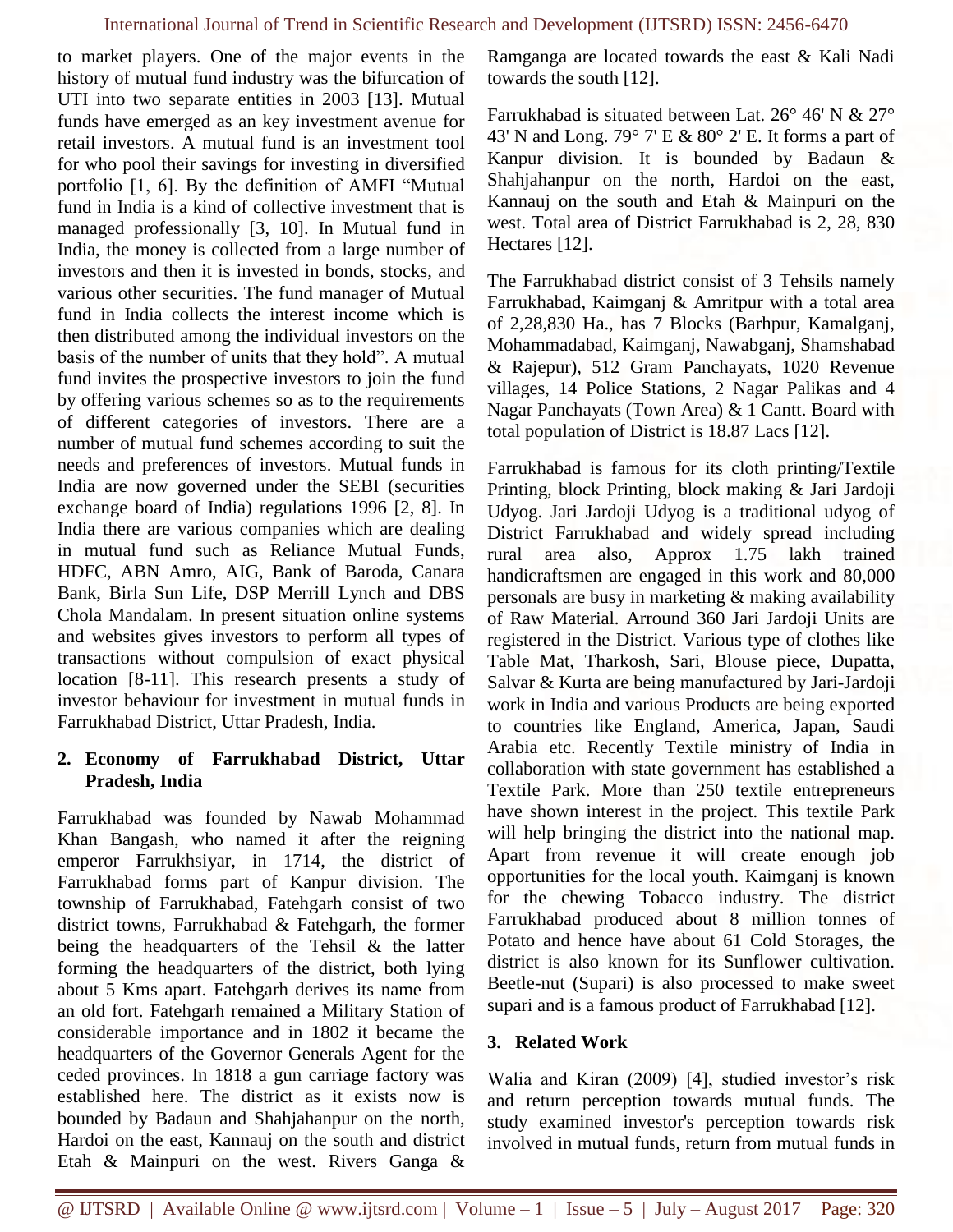to market players. One of the major events in the history of mutual fund industry was the bifurcation of UTI into two separate entities in 2003 [13]. Mutual funds have emerged as an key investment avenue for retail investors. A mutual fund is an investment tool for who pool their savings for investing in diversified portfolio [1, 6]. By the definition of AMFI "Mutual fund in India is a kind of collective investment that is managed professionally [3, 10]. In Mutual fund in India, the money is collected from a large number of investors and then it is invested in bonds, stocks, and various other securities. The fund manager of Mutual fund in India collects the interest income which is then distributed among the individual investors on the basis of the number of units that they hold". A mutual fund invites the prospective investors to join the fund by offering various schemes so as to the requirements of different categories of investors. There are a number of mutual fund schemes according to suit the needs and preferences of investors. Mutual funds in India are now governed under the SEBI (securities exchange board of India) regulations 1996 [2, 8]. In India there are various companies which are dealing in mutual fund such as Reliance Mutual Funds, HDFC, ABN Amro, AIG, Bank of Baroda, Canara Bank, Birla Sun Life, DSP Merrill Lynch and DBS Chola Mandalam. In present situation online systems and websites gives investors to perform all types of transactions without compulsion of exact physical location [8-11]. This research presents a study of investor behaviour for investment in mutual funds in Farrukhabad District, Uttar Pradesh, India.

## 2. Economy of Farrukhabad District, Uttar Pradesh, India

Farrukhabad was founded by Nawab Mohammad Khan Bangash, who named it after the reigning emperor Farrukhsiyar, in 1714, the district of Farrukhabad forms part of Kanpur division. The township of Farrukhabad, Fatehgarh consist of two district towns, Farrukhabad & Fatehgarh, the former being the headquarters of the Tehsil & the latter forming the headquarters of the district, both lying about 5 Kms apart. Fatehgarh derives its name from an old fort. Fatehgarh remained a Military Station of considerable importance and in 1802 it became the headquarters of the Governor Generals Agent for the ceded provinces. In 1818 a gun carriage factory was established here. The district as it exists now is bounded by Badaun and Shahjahanpur on the north, Hardoi on the east, Kannauj on the south and district Etah & Mainpuri on the west. Rivers Ganga & Ramganga are located towards the east & Kali Nadi towards the south [12].

Farrukhabad is situated between Lat. 26° 46' N & 27° 43' N and Long. 79° 7' E & 80° 2' E. It forms a part of Kanpur division. It is bounded by Badaun & Shahjahanpur on the north, Hardoi on the east, Kannauj on the south and Etah & Mainpuri on the west. Total area of District Farrukhabad is 2, 28, 830 Hectares [12].

The Farrukhabad district consist of 3 Tehsils namely Farrukhabad, Kaimganj & Amritpur with a total area of 2,28,830 Ha., has 7 Blocks (Barhpur, Kamalganj, Mohammadabad, Kaimganj, Nawabganj, Shamshabad & Rajepur), 512 Gram Panchayats, 1020 Revenue villages, 14 Police Stations, 2 Nagar Palikas and 4 Nagar Panchayats (Town Area) & 1 Cantt. Board with total population of District is 18.87 Lacs [12].

Farrukhabad is famous for its cloth printing/Textile Printing, block Printing, block making & Jari Jardoji Udyog. Jari Jardoji Udyog is a traditional udyog of District Farrukhabad and widely spread including rural area also, Approx 1.75 lakh trained handicraftsmen are engaged in this work and 80,000 personals are busy in marketing & making availability of Raw Material. Arround 360 Jari Jardoji Units are registered in the District. Various type of clothes like Table Mat, Tharkosh, Sari, Blouse piece, Dupatta, Salvar & Kurta are being manufactured by Jari-Jardoji work in India and various Products are being exported to countries like England, America, Japan, Saudi Arabia etc. Recently Textile ministry of India in collaboration with state government has established a Textile Park. More than 250 textile entrepreneurs have shown interest in the project. This textile Park will help bringing the district into the national map. Apart from revenue it will create enough job opportunities for the local youth. Kaimganj is known for the chewing Tobacco industry. The district Farrukhabad produced about 8 million tonnes of Potato and hence have about 61 Cold Storages, the district is also known for its Sunflower cultivation. Beetle-nut (Supari) is also processed to make sweet supari and is a famous product of Farrukhabad [12].

## 3. Related Work

Walia and Kiran (2009) [4], studied investor's risk and return perception towards mutual funds. The study examined investor's perception towards risk involved in mutual funds, return from mutual funds in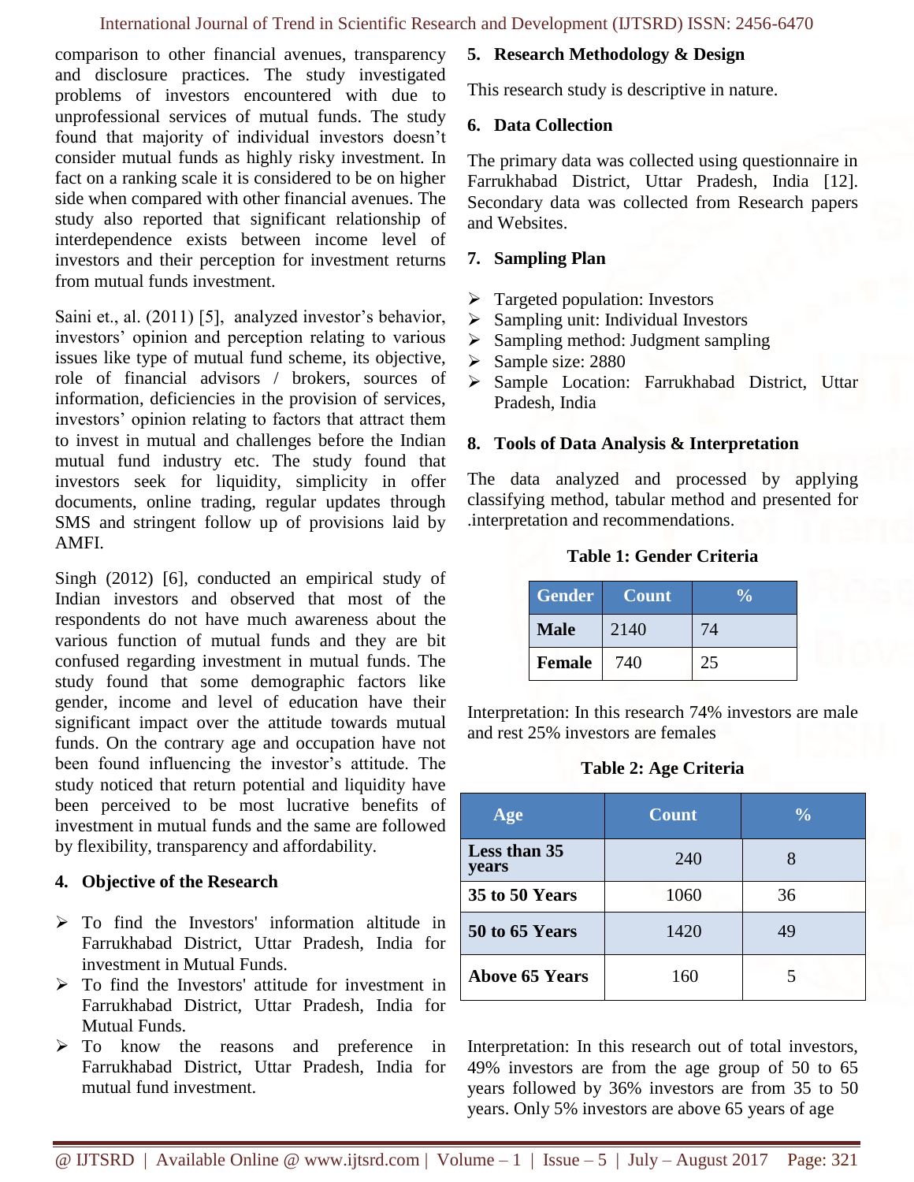comparison to other financial avenues, transparency and disclosure practices. The study investigated problems of investors encountered with due to unprofessional services of mutual funds. The study found that majority of individual investors doesn't consider mutual funds as highly risky investment. In fact on a ranking scale it is considered to be on higher side when compared with other financial avenues. The study also reported that significant relationship of interdependence exists between income level of investors and their perception for investment returns from mutual funds investment.

Saini et., al. (2011) [5], analyzed investor's behavior, investors' opinion and perception relating to various issues like type of mutual fund scheme, its objective, role of financial advisors / brokers, sources of information, deficiencies in the provision of services, investors' opinion relating to factors that attract them to invest in mutual and challenges before the Indian mutual fund industry etc. The study found that investors seek for liquidity, simplicity in offer documents, online trading, regular updates through SMS and stringent follow up of provisions laid by AMFI.

Singh (2012) [6], conducted an empirical study of Indian investors and observed that most of the respondents do not have much awareness about the various function of mutual funds and they are bit confused regarding investment in mutual funds. The study found that some demographic factors like gender, income and level of education have their significant impact over the attitude towards mutual funds. On the contrary age and occupation have not been found influencing the investor's attitude. The study noticed that return potential and liquidity have been perceived to be most lucrative benefits of investment in mutual funds and the same are followed by flexibility, transparency and affordability.

## 4. Objective of the Research

- To find the Investors' information altitude in Farrukhabad District, Uttar Pradesh, India for investment in Mutual Funds.
- To find the Investors' attitude for investment in Farrukhabad District, Uttar Pradesh, India for Mutual Funds.
- To know the reasons and preference in Farrukhabad District, Uttar Pradesh, India for mutual fund investment.

## 5. Research Methodology & Design

This research study is descriptive in nature.

## 6. Data Collection

The primary data was collected using questionnaire in Farrukhabad District, Uttar Pradesh, India [12]. Secondary data was collected from Research papers and Websites.

## 7. Sampling Plan

- Targeted population: Investors
- Sampling unit: Individual Investors
- Sampling method: Judgment sampling
- Sample size: 2880
- Sample Location: Farrukhabad District, Uttar Pradesh, India

## 8. Tools of Data Analysis & Interpretation

The data analyzed and processed by applying classifying method, tabular method and presented for .interpretation and recommendations.

**Table 1: Gender Criteria**

| Gender | Count | % |
|---|---|---|
| **Male** | 2140 | 74 |
| **Female** | 740 | 25 |

Interpretation: In this research 74% investors are male and rest 25% investors are females

**Table 2: Age Criteria**

| Age | Count | % |
|---|---|---|
| **Less than 35 years** | 240 | 8 |
| **35 to 50 Years** | 1060 | 36 |
| **50 to 65 Years** | 1420 | 49 |
| **Above 65 Years** | 160 | 5 |

Interpretation: In this research out of total investors, 49% investors are from the age group of 50 to 65 years followed by 36% investors are from 35 to 50 years. Only 5% investors are above 65 years of age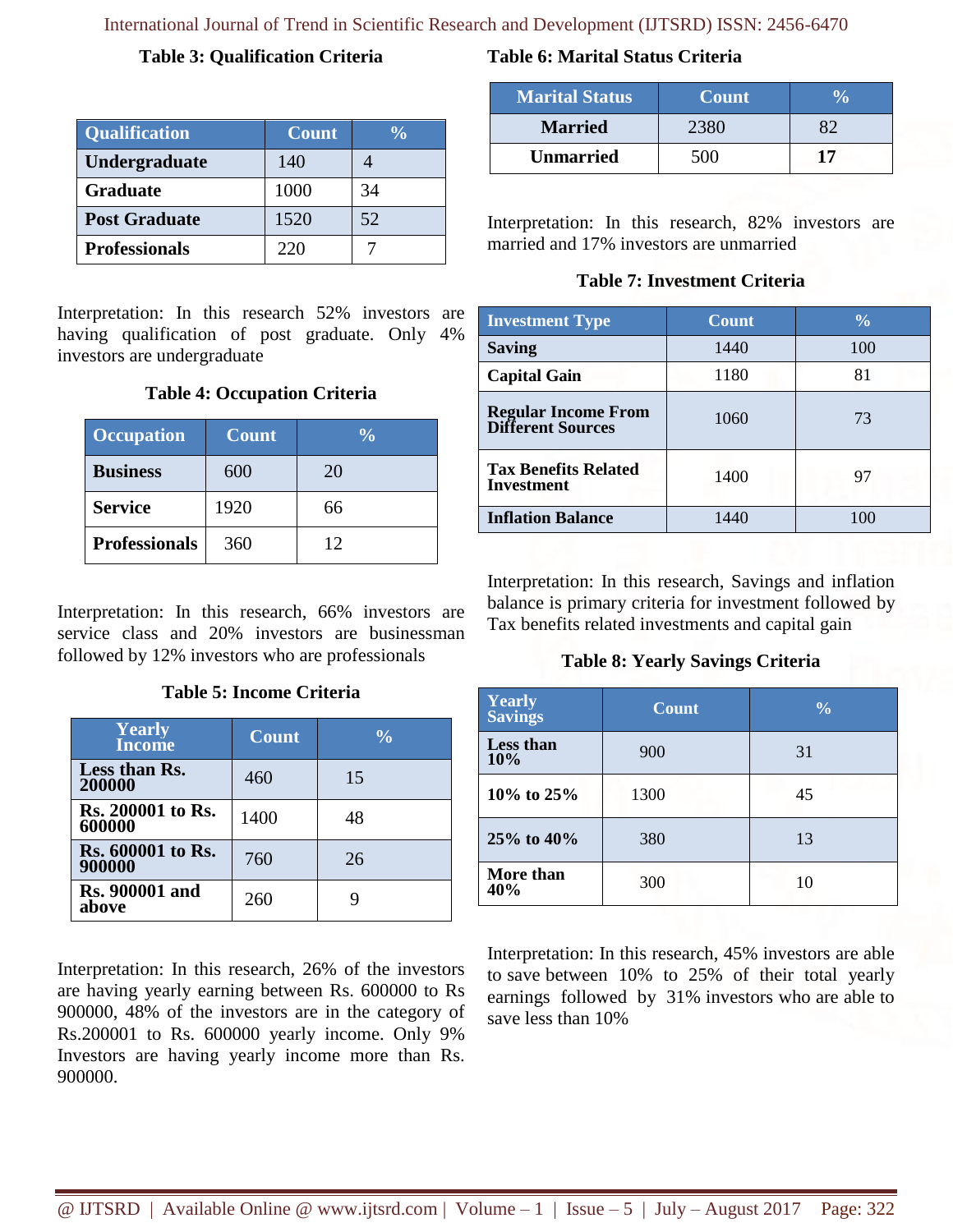**Table 3: Qualification Criteria**

| Qualification | Count | % |
|---|---|---|
| Undergraduate | 140 | 4 |
| Graduate | 1000 | 34 |
| Post Graduate | 1520 | 52 |
| Professionals | 220 | 7 |

Interpretation: In this research 52% investors are having qualification of post graduate. Only 4% investors are undergraduate

**Table 4: Occupation Criteria**

| Occupation | Count | % |
|---|---|---|
| Business | 600 | 20 |
| Service | 1920 | 66 |
| Professionals | 360 | 12 |

Interpretation: In this research, 66% investors are service class and 20% investors are businessman followed by 12% investors who are professionals

**Table 5: Income Criteria**

| Yearly Income | Count | % |
|---|---|---|
| Less than Rs. 200000 | 460 | 15 |
| Rs. 200001 to Rs. 600000 | 1400 | 48 |
| Rs. 600001 to Rs. 900000 | 760 | 26 |
| Rs. 900001 and above | 260 | 9 |

Interpretation: In this research, 26% of the investors are having yearly earning between Rs. 600000 to Rs 900000, 48% of the investors are in the category of Rs.200001 to Rs. 600000 yearly income. Only 9% Investors are having yearly income more than Rs. 900000.

**Table 6: Marital Status Criteria**

| Marital Status | Count | % |
|---|---|---|
| Married | 2380 | 82 |
| Unmarried | 500 | **17** |

Interpretation: In this research, 82% investors are married and 17% investors are unmarried

**Table 7: Investment Criteria**

| Investment Type | Count | % |
|---|---|---|
| Saving | 1440 | 100 |
| Capital Gain | 1180 | 81 |
| Regular Income From Different Sources | 1060 | 73 |
| Tax Benefits Related Investment | 1400 | 97 |
| Inflation Balance | 1440 | 100 |

Interpretation: In this research, Savings and inflation balance is primary criteria for investment followed by Tax benefits related investments and capital gain

**Table 8: Yearly Savings Criteria**

| Yearly Savings | Count | % |
|---|---|---|
| Less than 10% | 900 | 31 |
| 10% to 25% | 1300 | 45 |
| 25% to 40% | 380 | 13 |
| More than 40% | 300 | 10 |

Interpretation: In this research, 45% investors are able to save between 10% to 25% of their total yearly earnings followed by 31% investors who are able to save less than 10%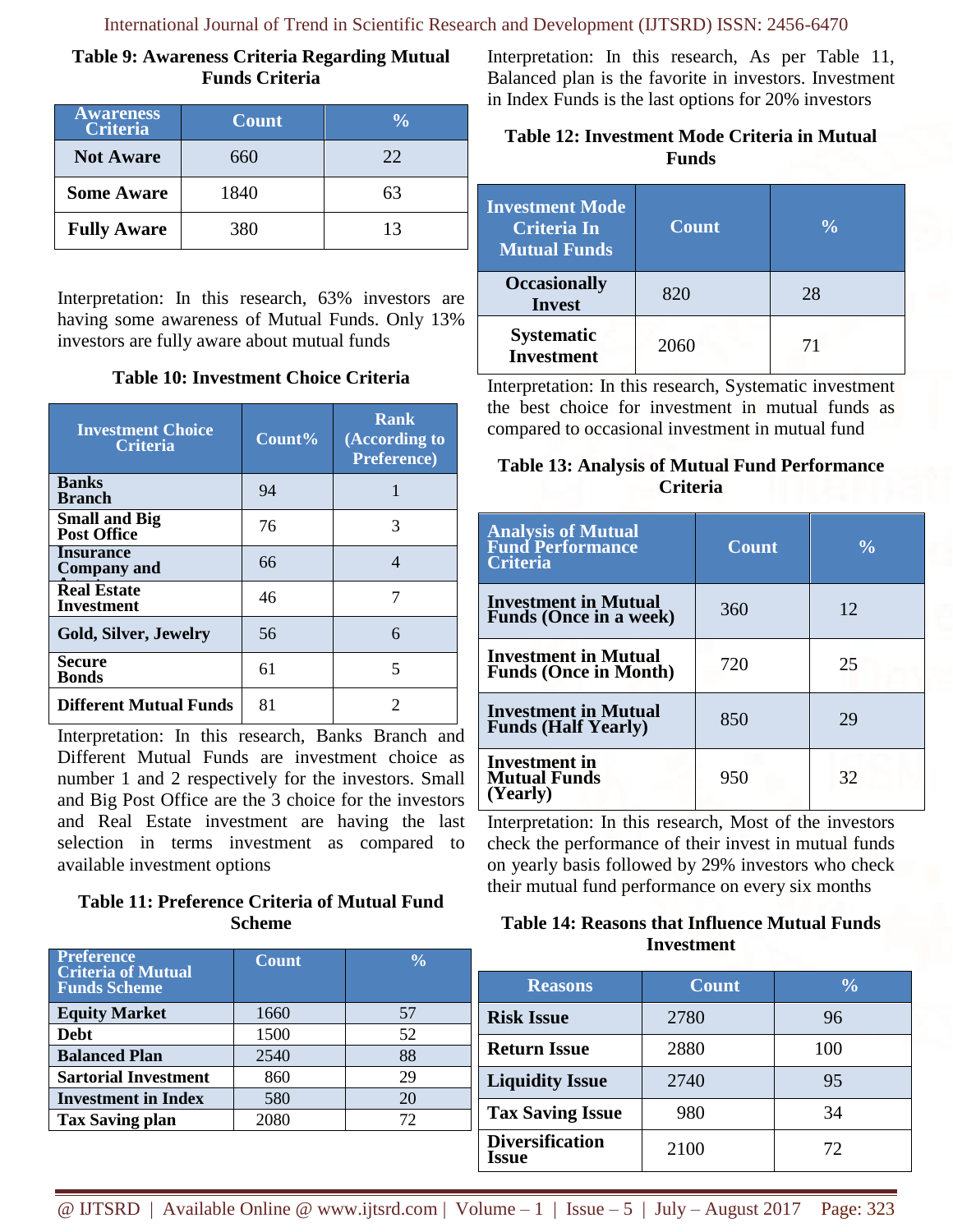**Table 9: Awareness Criteria Regarding Mutual Funds Criteria**

| Awareness Criteria | Count | % |
|---|---|---|
| **Not Aware** | 660 | 22 |
| **Some Aware** | 1840 | 63 |
| **Fully Aware** | 380 | 13 |

Interpretation: In this research, 63% investors are having some awareness of Mutual Funds. Only 13% investors are fully aware about mutual funds

**Table 10: Investment Choice Criteria**

| Investment Choice Criteria | Count% | Rank (According to Preference) |
|---|---|---|
| **Banks Branch** | 94 | 1 |
| **Small and Big Post Office** | 76 | 3 |
| **Insurance Company and** | 66 | 4 |
| **Real Estate Investment** | 46 | 7 |
| **Gold, Silver, Jewelry** | 56 | 6 |
| **Secure Bonds** | 61 | 5 |
| **Different Mutual Funds** | 81 | 2 |

Interpretation: In this research, Banks Branch and Different Mutual Funds are investment choice as number 1 and 2 respectively for the investors. Small and Big Post Office are the 3 choice for the investors and Real Estate investment are having the last selection in terms investment as compared to available investment options

**Table 11: Preference Criteria of Mutual Fund Scheme**

| Preference Criteria of Mutual Funds Scheme | Count | % |
|---|---|---|
| **Equity Market** | 1660 | 57 |
| **Debt** | 1500 | 52 |
| **Balanced Plan** | 2540 | 88 |
| **Sartorial Investment** | 860 | 29 |
| **Investment in Index** | 580 | 20 |
| **Tax Saving plan** | 2080 | 72 |

Interpretation: In this research, As per Table 11, Balanced plan is the favorite in investors. Investment in Index Funds is the last options for 20% investors

**Table 12: Investment Mode Criteria in Mutual Funds**

| Investment Mode Criteria In Mutual Funds | Count | % |
|---|---|---|
| **Occasionally Invest** | 820 | 28 |
| **Systematic Investment** | 2060 | 71 |

Interpretation: In this research, Systematic investment the best choice for investment in mutual funds as compared to occasional investment in mutual fund

**Table 13: Analysis of Mutual Fund Performance Criteria**

| Analysis of Mutual Fund Performance Criteria | Count | % |
|---|---|---|
| **Investment in Mutual Funds (Once in a week)** | 360 | 12 |
| **Investment in Mutual Funds (Once in Month)** | 720 | 25 |
| **Investment in Mutual Funds (Half Yearly)** | 850 | 29 |
| **Investment in Mutual Funds (Yearly)** | 950 | 32 |

Interpretation: In this research, Most of the investors check the performance of their invest in mutual funds on yearly basis followed by 29% investors who check their mutual fund performance on every six months

**Table 14: Reasons that Influence Mutual Funds Investment**

| Reasons | Count | % |
|---|---|---|
| **Risk Issue** | 2780 | 96 |
| **Return Issue** | 2880 | 100 |
| **Liquidity Issue** | 2740 | 95 |
| **Tax Saving Issue** | 980 | 34 |
| **Diversification Issue** | 2100 | 72 |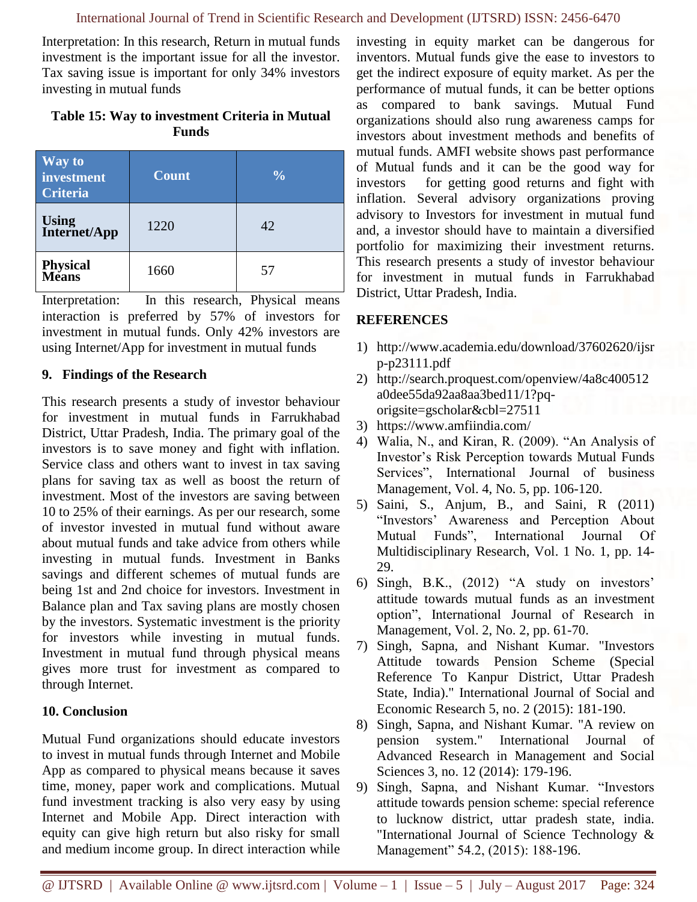Interpretation: In this research, Return in mutual funds investment is the important issue for all the investor. Tax saving issue is important for only 34% investors investing in mutual funds

**Table 15: Way to investment Criteria in Mutual Funds**

| Way to investment Criteria | Count | % |
|---|---|---|
| **Using Internet/App** | 1220 | 42 |
| **Physical Means** | 1660 | 57 |

Interpretation: In this research, Physical means interaction is preferred by 57% of investors for investment in mutual funds. Only 42% investors are using Internet/App for investment in mutual funds

## 9. Findings of the Research

This research presents a study of investor behaviour for investment in mutual funds in Farrukhabad District, Uttar Pradesh, India. The primary goal of the investors is to save money and fight with inflation. Service class and others want to invest in tax saving plans for saving tax as well as boost the return of investment. Most of the investors are saving between 10 to 25% of their earnings. As per our research, some of investor invested in mutual fund without aware about mutual funds and take advice from others while investing in mutual funds. Investment in Banks savings and different schemes of mutual funds are being 1st and 2nd choice for investors. Investment in Balance plan and Tax saving plans are mostly chosen by the investors. Systematic investment is the priority for investors while investing in mutual funds. Investment in mutual fund through physical means gives more trust for investment as compared to through Internet.

## 10. Conclusion

Mutual Fund organizations should educate investors to invest in mutual funds through Internet and Mobile App as compared to physical means because it saves time, money, paper work and complications. Mutual fund investment tracking is also very easy by using Internet and Mobile App. Direct interaction with equity can give high return but also risky for small and medium income group. In direct interaction while investing in equity market can be dangerous for inventors. Mutual funds give the ease to investors to get the indirect exposure of equity market. As per the performance of mutual funds, it can be better options as compared to bank savings. Mutual Fund organizations should also rung awareness camps for investors about investment methods and benefits of mutual funds. AMFI website shows past performance of Mutual funds and it can be the good way for investors for getting good returns and fight with inflation. Several advisory organizations proving advisory to Investors for investment in mutual fund and, a investor should have to maintain a diversified portfolio for maximizing their investment returns. This research presents a study of investor behaviour for investment in mutual funds in Farrukhabad District, Uttar Pradesh, India.

## REFERENCES

1) http://www.academia.edu/download/37602620/ijsrp-p23111.pdf
2) http://search.proquest.com/openview/4a8c400512a0dee55da92aa8aa3bed11/1?pq-origsite=gscholar&cbl=27511
3) https://www.amfiindia.com/
4) Walia, N., and Kiran, R. (2009). "An Analysis of Investor's Risk Perception towards Mutual Funds Services", International Journal of business Management, Vol. 4, No. 5, pp. 106-120.
5) Saini, S., Anjum, B., and Saini, R (2011) "Investors' Awareness and Perception About Mutual Funds", International Journal Of Multidisciplinary Research, Vol. 1 No. 1, pp. 14-29.
6) Singh, B.K., (2012) "A study on investors' attitude towards mutual funds as an investment option", International Journal of Research in Management, Vol. 2, No. 2, pp. 61-70.
7) Singh, Sapna, and Nishant Kumar. "Investors Attitude towards Pension Scheme (Special Reference To Kanpur District, Uttar Pradesh State, India)." International Journal of Social and Economic Research 5, no. 2 (2015): 181-190.
8) Singh, Sapna, and Nishant Kumar. "A review on pension system." International Journal of Advanced Research in Management and Social Sciences 3, no. 12 (2014): 179-196.
9) Singh, Sapna, and Nishant Kumar. "Investors attitude towards pension scheme: special reference to lucknow district, uttar pradesh state, india. "International Journal of Science Technology & Management" 54.2, (2015): 188-196.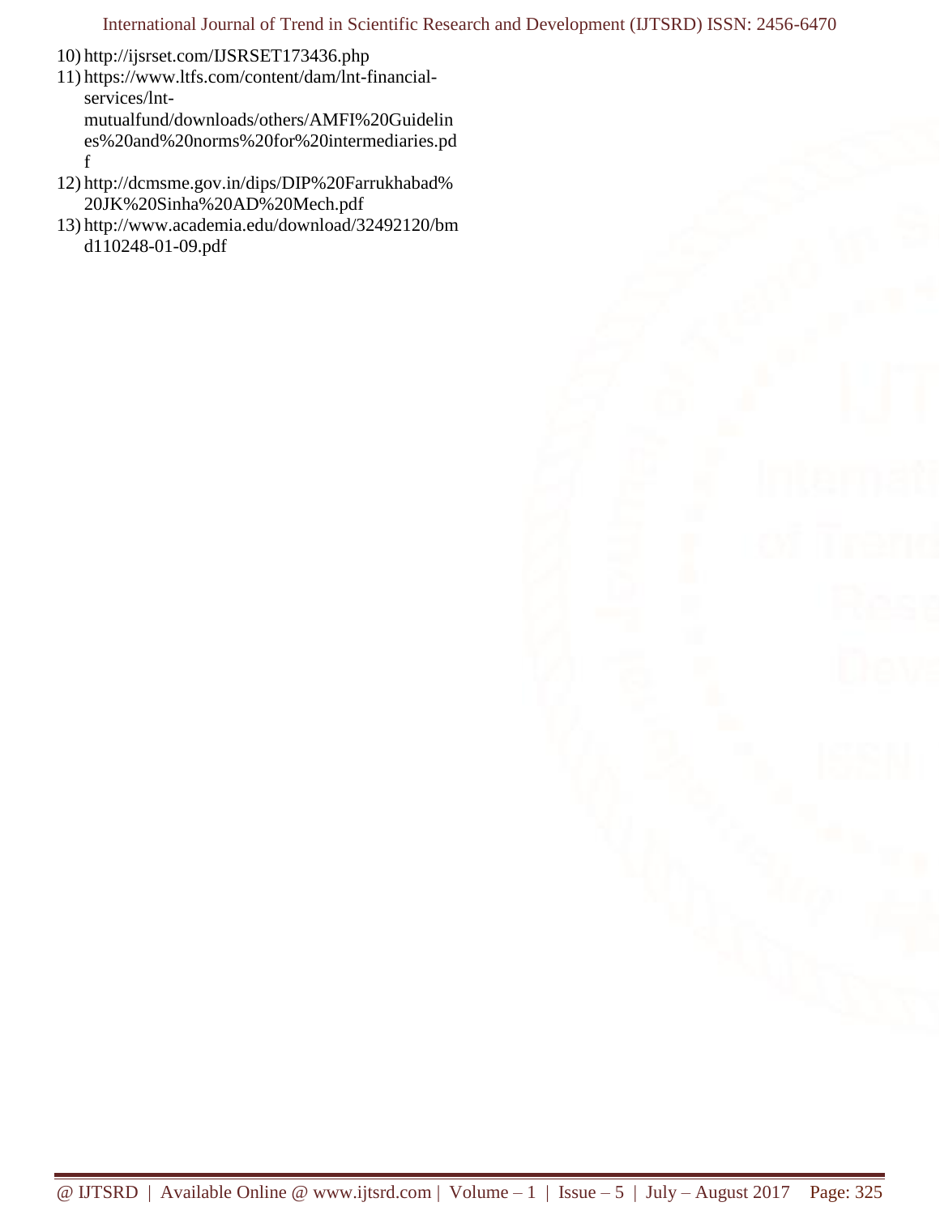10) http://ijsrset.com/IJSRSET173436.php
11) https://www.ltfs.com/content/dam/lnt-financial-services/lnt-mutualfund/downloads/others/AMFI%20Guidelines%20and%20norms%20for%20intermediaries.pdf
12) http://dcmsme.gov.in/dips/DIP%20Farrukhabad%20JK%20Sinha%20AD%20Mech.pdf
13) http://www.academia.edu/download/32492120/bmd110248-01-09.pdf